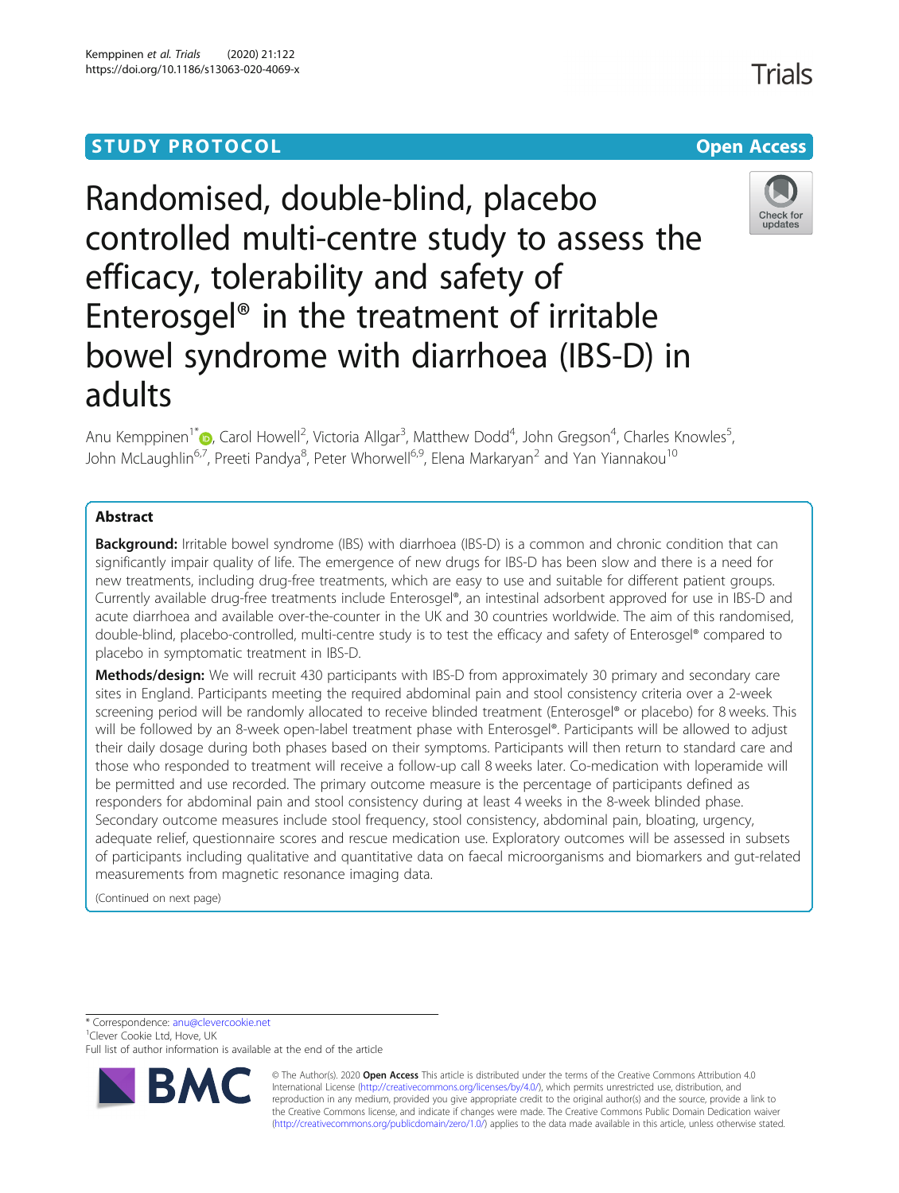STUDY PROTOCOL

Open Access

# Randomised, double-blind, placebo controlled multi-centre study to assess the efficacy, tolerability and safety of Enterosgel® in the treatment of irritable bowel syndrome with diarrhoea (IBS-D) in adults

Anu Kemppinen[1*], Carol Howell[2], Victoria Allgar[3], Matthew Dodd[4], John Gregson[4], Charles Knowles[5], John McLaughlin[6,7], Preeti Pandya[8], Peter Whorwell[6,9], Elena Markaryan[2] and Yan Yiannakou[10]

## Abstract

**Background:** Irritable bowel syndrome (IBS) with diarrhoea (IBS-D) is a common and chronic condition that can significantly impair quality of life. The emergence of new drugs for IBS-D has been slow and there is a need for new treatments, including drug-free treatments, which are easy to use and suitable for different patient groups. Currently available drug-free treatments include Enterosgel®, an intestinal adsorbent approved for use in IBS-D and acute diarrhoea and available over-the-counter in the UK and 30 countries worldwide. The aim of this randomised, double-blind, placebo-controlled, multi-centre study is to test the efficacy and safety of Enterosgel® compared to placebo in symptomatic treatment in IBS-D.

**Methods/design:** We will recruit 430 participants with IBS-D from approximately 30 primary and secondary care sites in England. Participants meeting the required abdominal pain and stool consistency criteria over a 2-week screening period will be randomly allocated to receive blinded treatment (Enterosgel® or placebo) for 8 weeks. This will be followed by an 8-week open-label treatment phase with Enterosgel®. Participants will be allowed to adjust their daily dosage during both phases based on their symptoms. Participants will then return to standard care and those who responded to treatment will receive a follow-up call 8 weeks later. Co-medication with loperamide will be permitted and use recorded. The primary outcome measure is the percentage of participants defined as responders for abdominal pain and stool consistency during at least 4 weeks in the 8-week blinded phase. Secondary outcome measures include stool frequency, stool consistency, abdominal pain, bloating, urgency, adequate relief, questionnaire scores and rescue medication use. Exploratory outcomes will be assessed in subsets of participants including qualitative and quantitative data on faecal microorganisms and biomarkers and gut-related measurements from magnetic resonance imaging data.

(Continued on next page)

* Correspondence: anu@clevercookie.net
[1]Clever Cookie Ltd, Hove, UK
Full list of author information is available at the end of the article

© The Author(s). 2020 **Open Access** This article is distributed under the terms of the Creative Commons Attribution 4.0 International License (http://creativecommons.org/licenses/by/4.0/), which permits unrestricted use, distribution, and reproduction in any medium, provided you give appropriate credit to the original author(s) and the source, provide a link to the Creative Commons license, and indicate if changes were made. The Creative Commons Public Domain Dedication waiver (http://creativecommons.org/publicdomain/zero/1.0/) applies to the data made available in this article, unless otherwise stated.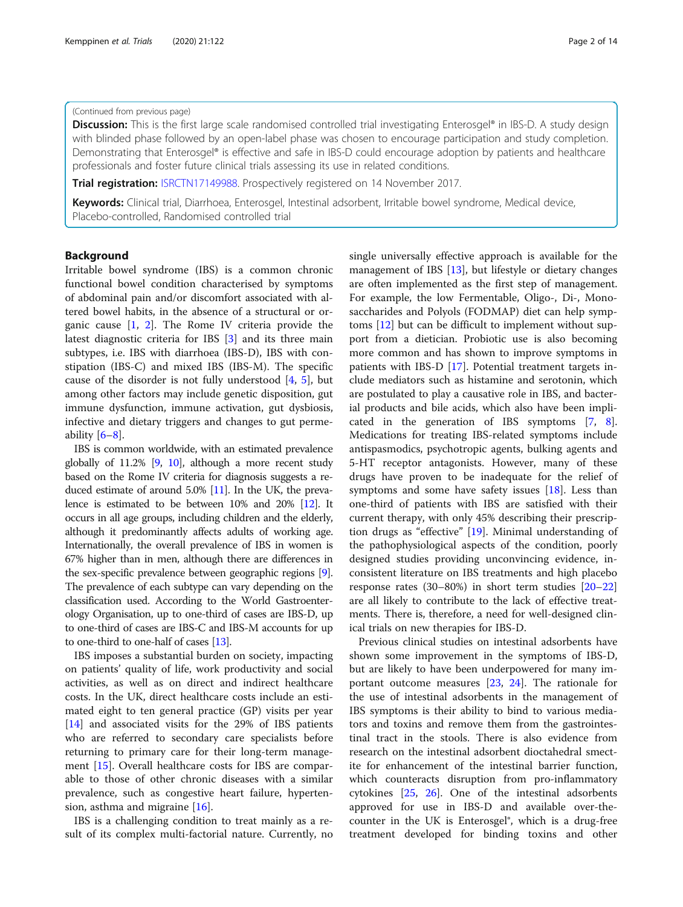(Continued from previous page)

**Discussion:** This is the first large scale randomised controlled trial investigating Enterosgel® in IBS-D. A study design with blinded phase followed by an open-label phase was chosen to encourage participation and study completion. Demonstrating that Enterosgel® is effective and safe in IBS-D could encourage adoption by patients and healthcare professionals and foster future clinical trials assessing its use in related conditions.

**Trial registration:** ISRCTN17149988. Prospectively registered on 14 November 2017.

**Keywords:** Clinical trial, Diarrhoea, Enterosgel, Intestinal adsorbent, Irritable bowel syndrome, Medical device, Placebo-controlled, Randomised controlled trial

## Background

Irritable bowel syndrome (IBS) is a common chronic functional bowel condition characterised by symptoms of abdominal pain and/or discomfort associated with altered bowel habits, in the absence of a structural or organic cause [1, 2]. The Rome IV criteria provide the latest diagnostic criteria for IBS [3] and its three main subtypes, i.e. IBS with diarrhoea (IBS-D), IBS with constipation (IBS-C) and mixed IBS (IBS-M). The specific cause of the disorder is not fully understood [4, 5], but among other factors may include genetic disposition, gut immune dysfunction, immune activation, gut dysbiosis, infective and dietary triggers and changes to gut permeability [6–8].

IBS is common worldwide, with an estimated prevalence globally of 11.2% [9, 10], although a more recent study based on the Rome IV criteria for diagnosis suggests a reduced estimate of around 5.0% [11]. In the UK, the prevalence is estimated to be between 10% and 20% [12]. It occurs in all age groups, including children and the elderly, although it predominantly affects adults of working age. Internationally, the overall prevalence of IBS in women is 67% higher than in men, although there are differences in the sex-specific prevalence between geographic regions [9]. The prevalence of each subtype can vary depending on the classification used. According to the World Gastroenterology Organisation, up to one-third of cases are IBS-D, up to one-third of cases are IBS-C and IBS-M accounts for up to one-third to one-half of cases [13].

IBS imposes a substantial burden on society, impacting on patients' quality of life, work productivity and social activities, as well as on direct and indirect healthcare costs. In the UK, direct healthcare costs include an estimated eight to ten general practice (GP) visits per year [14] and associated visits for the 29% of IBS patients who are referred to secondary care specialists before returning to primary care for their long-term management [15]. Overall healthcare costs for IBS are comparable to those of other chronic diseases with a similar prevalence, such as congestive heart failure, hypertension, asthma and migraine [16].

IBS is a challenging condition to treat mainly as a result of its complex multi-factorial nature. Currently, no single universally effective approach is available for the management of IBS [13], but lifestyle or dietary changes are often implemented as the first step of management. For example, the low Fermentable, Oligo-, Di-, Monosaccharides and Polyols (FODMAP) diet can help symptoms [12] but can be difficult to implement without support from a dietician. Probiotic use is also becoming more common and has shown to improve symptoms in patients with IBS-D [17]. Potential treatment targets include mediators such as histamine and serotonin, which are postulated to play a causative role in IBS, and bacterial products and bile acids, which also have been implicated in the generation of IBS symptoms [7, 8]. Medications for treating IBS-related symptoms include antispasmodics, psychotropic agents, bulking agents and 5-HT receptor antagonists. However, many of these drugs have proven to be inadequate for the relief of symptoms and some have safety issues [18]. Less than one-third of patients with IBS are satisfied with their current therapy, with only 45% describing their prescription drugs as "effective" [19]. Minimal understanding of the pathophysiological aspects of the condition, poorly designed studies providing unconvincing evidence, inconsistent literature on IBS treatments and high placebo response rates (30–80%) in short term studies [20–22] are all likely to contribute to the lack of effective treatments. There is, therefore, a need for well-designed clinical trials on new therapies for IBS-D.

Previous clinical studies on intestinal adsorbents have shown some improvement in the symptoms of IBS-D, but are likely to have been underpowered for many important outcome measures [23, 24]. The rationale for the use of intestinal adsorbents in the management of IBS symptoms is their ability to bind to various mediators and toxins and remove them from the gastrointestinal tract in the stools. There is also evidence from research on the intestinal adsorbent dioctahedral smectite for enhancement of the intestinal barrier function, which counteracts disruption from pro-inflammatory cytokines [25, 26]. One of the intestinal adsorbents approved for use in IBS-D and available over-the-counter in the UK is Enterosgel®, which is a drug-free treatment developed for binding toxins and other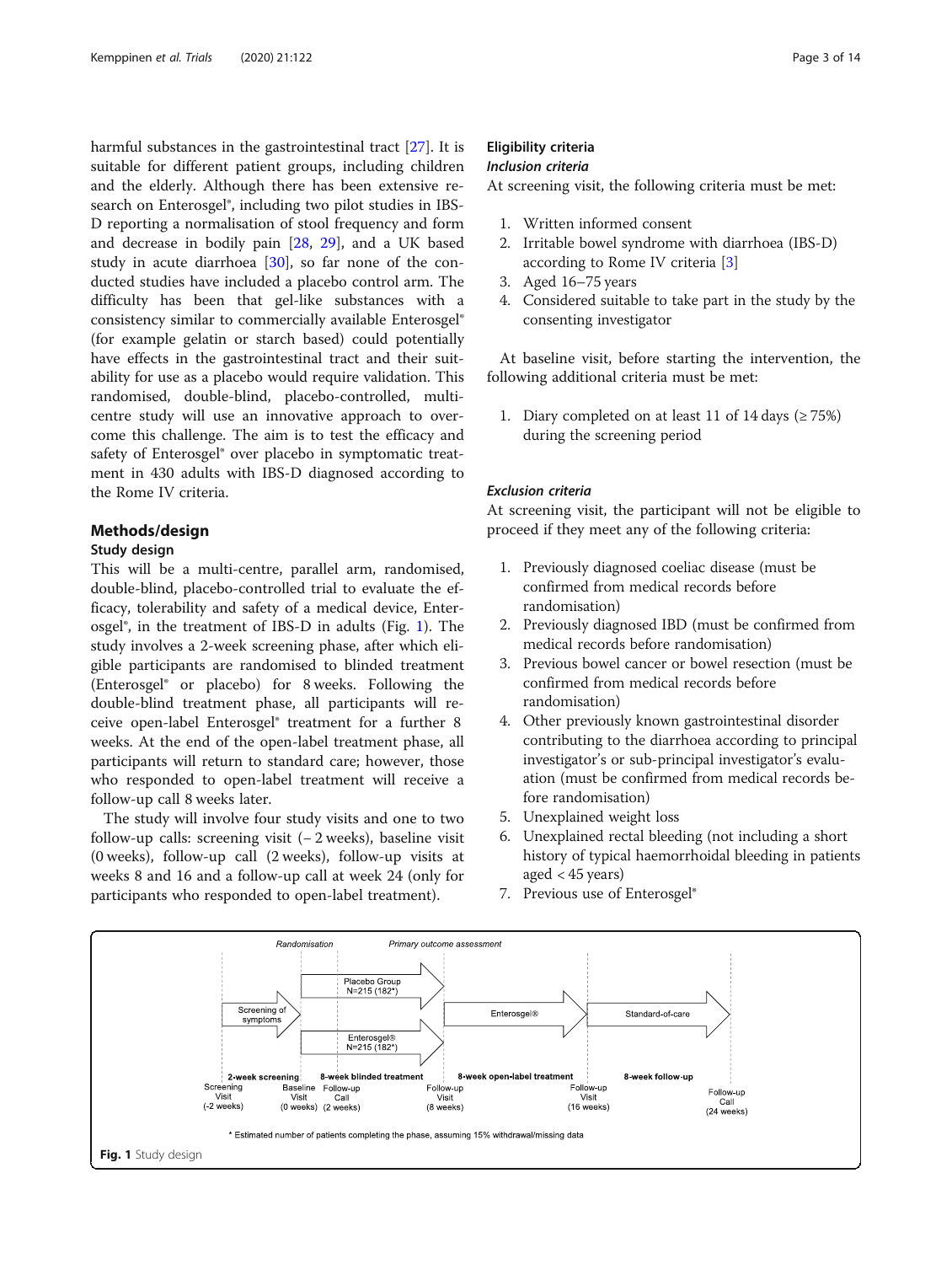harmful substances in the gastrointestinal tract [27]. It is suitable for different patient groups, including children and the elderly. Although there has been extensive research on Enterosgel®, including two pilot studies in IBS-D reporting a normalisation of stool frequency and form and decrease in bodily pain [28, 29], and a UK based study in acute diarrhoea [30], so far none of the conducted studies have included a placebo control arm. The difficulty has been that gel-like substances with a consistency similar to commercially available Enterosgel® (for example gelatin or starch based) could potentially have effects in the gastrointestinal tract and their suitability for use as a placebo would require validation. This randomised, double-blind, placebo-controlled, multi-centre study will use an innovative approach to overcome this challenge. The aim is to test the efficacy and safety of Enterosgel® over placebo in symptomatic treatment in 430 adults with IBS-D diagnosed according to the Rome IV criteria.

## Methods/design

### Study design

This will be a multi-centre, parallel arm, randomised, double-blind, placebo-controlled trial to evaluate the efficacy, tolerability and safety of a medical device, Enterosgel®, in the treatment of IBS-D in adults (Fig. 1). The study involves a 2-week screening phase, after which eligible participants are randomised to blinded treatment (Enterosgel® or placebo) for 8 weeks. Following the double-blind treatment phase, all participants will receive open-label Enterosgel® treatment for a further 8 weeks. At the end of the open-label treatment phase, all participants will return to standard care; however, those who responded to open-label treatment will receive a follow-up call 8 weeks later.

The study will involve four study visits and one to two follow-up calls: screening visit (– 2 weeks), baseline visit (0 weeks), follow-up call (2 weeks), follow-up visits at weeks 8 and 16 and a follow-up call at week 24 (only for participants who responded to open-label treatment).

### Eligibility criteria

#### *Inclusion criteria*

At screening visit, the following criteria must be met:

1. Written informed consent
2. Irritable bowel syndrome with diarrhoea (IBS-D) according to Rome IV criteria [3]
3. Aged 16–75 years
4. Considered suitable to take part in the study by the consenting investigator

At baseline visit, before starting the intervention, the following additional criteria must be met:

1. Diary completed on at least 11 of 14 days (≥ 75%) during the screening period

#### *Exclusion criteria*

At screening visit, the participant will not be eligible to proceed if they meet any of the following criteria:

1. Previously diagnosed coeliac disease (must be confirmed from medical records before randomisation)
2. Previously diagnosed IBD (must be confirmed from medical records before randomisation)
3. Previous bowel cancer or bowel resection (must be confirmed from medical records before randomisation)
4. Other previously known gastrointestinal disorder contributing to the diarrhoea according to principal investigator's or sub-principal investigator's evaluation (must be confirmed from medical records before randomisation)
5. Unexplained weight loss
6. Unexplained rectal bleeding (not including a short history of typical haemorrhoidal bleeding in patients aged < 45 years)
7. Previous use of Enterosgel®

Randomisation | Primary outcome assessment

Screening of symptoms → Placebo Group N=215 (182*) / Enterosgel® N=215 (182*) → Enterosgel® → Standard-of-care

2-week screening | 8-week blinded treatment | 8-week open-label treatment | 8-week follow-up

Screening Visit (-2 weeks) | Baseline Visit (0 weeks) | Follow-up Call (2 weeks) | Follow-up Visit (8 weeks) | Follow-up Visit (16 weeks) | Follow-up Call (24 weeks)

\* Estimated number of patients completing the phase, assuming 15% withdrawal/missing data

**Fig. 1** Study design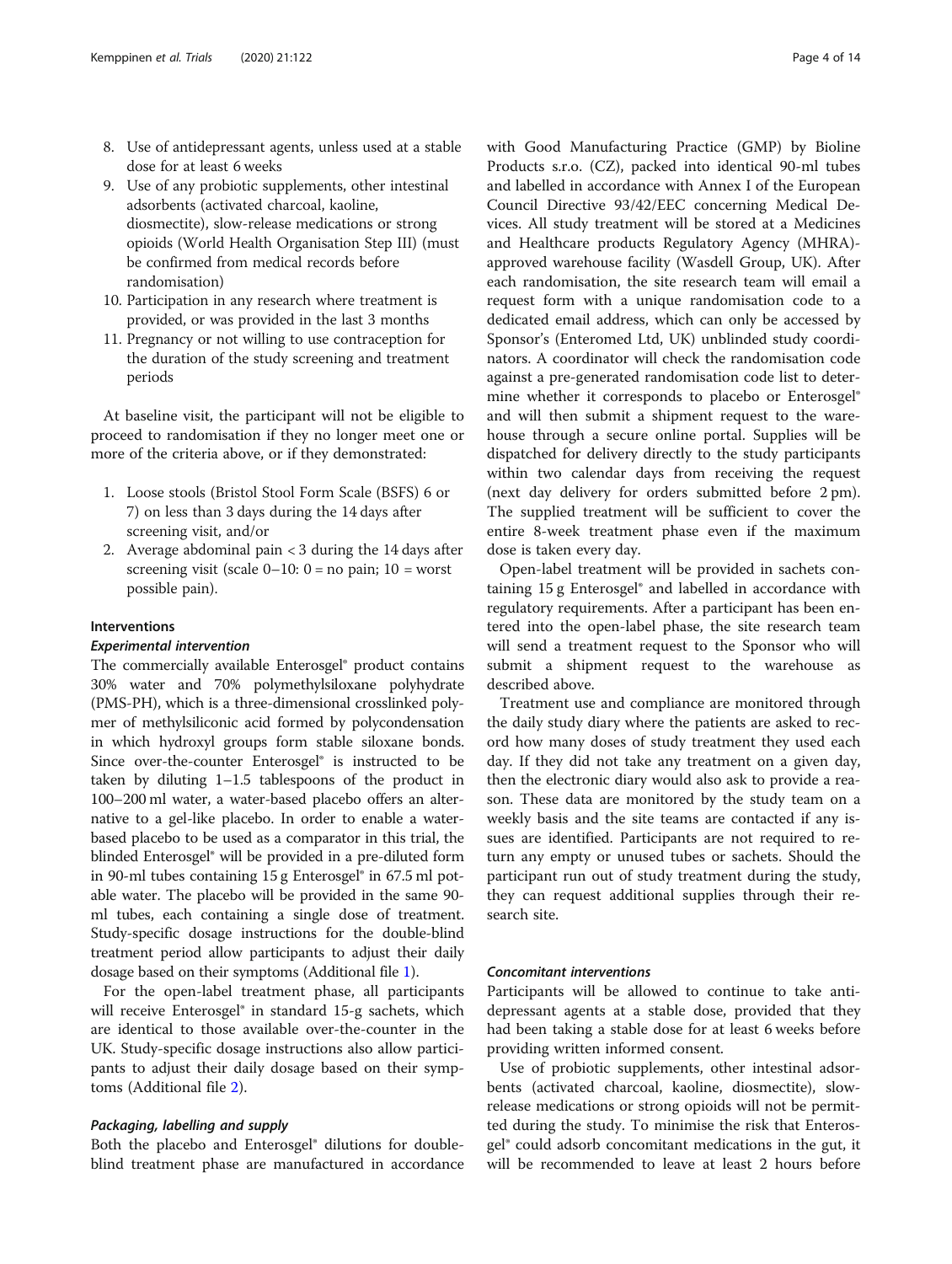8. Use of antidepressant agents, unless used at a stable dose for at least 6 weeks
9. Use of any probiotic supplements, other intestinal adsorbents (activated charcoal, kaoline, diosmectite), slow-release medications or strong opioids (World Health Organisation Step III) (must be confirmed from medical records before randomisation)
10. Participation in any research where treatment is provided, or was provided in the last 3 months
11. Pregnancy or not willing to use contraception for the duration of the study screening and treatment periods

At baseline visit, the participant will not be eligible to proceed to randomisation if they no longer meet one or more of the criteria above, or if they demonstrated:

1. Loose stools (Bristol Stool Form Scale (BSFS) 6 or 7) on less than 3 days during the 14 days after screening visit, and/or
2. Average abdominal pain < 3 during the 14 days after screening visit (scale 0–10: 0 = no pain; 10 = worst possible pain).

### Interventions

#### *Experimental intervention*

The commercially available Enterosgel® product contains 30% water and 70% polymethylsiloxane polyhydrate (PMS-PH), which is a three-dimensional crosslinked polymer of methylsiliconic acid formed by polycondensation in which hydroxyl groups form stable siloxane bonds. Since over-the-counter Enterosgel® is instructed to be taken by diluting 1–1.5 tablespoons of the product in 100–200 ml water, a water-based placebo offers an alternative to a gel-like placebo. In order to enable a water-based placebo to be used as a comparator in this trial, the blinded Enterosgel® will be provided in a pre-diluted form in 90-ml tubes containing 15 g Enterosgel® in 67.5 ml potable water. The placebo will be provided in the same 90-ml tubes, each containing a single dose of treatment. Study-specific dosage instructions for the double-blind treatment period allow participants to adjust their daily dosage based on their symptoms (Additional file 1).

For the open-label treatment phase, all participants will receive Enterosgel® in standard 15-g sachets, which are identical to those available over-the-counter in the UK. Study-specific dosage instructions also allow participants to adjust their daily dosage based on their symptoms (Additional file 2).

#### *Packaging, labelling and supply*

Both the placebo and Enterosgel® dilutions for double-blind treatment phase are manufactured in accordance with Good Manufacturing Practice (GMP) by Bioline Products s.r.o. (CZ), packed into identical 90-ml tubes and labelled in accordance with Annex I of the European Council Directive 93/42/EEC concerning Medical Devices. All study treatment will be stored at a Medicines and Healthcare products Regulatory Agency (MHRA)-approved warehouse facility (Wasdell Group, UK). After each randomisation, the site research team will email a request form with a unique randomisation code to a dedicated email address, which can only be accessed by Sponsor's (Enteromed Ltd, UK) unblinded study coordinators. A coordinator will check the randomisation code against a pre-generated randomisation code list to determine whether it corresponds to placebo or Enterosgel® and will then submit a shipment request to the warehouse through a secure online portal. Supplies will be dispatched for delivery directly to the study participants within two calendar days from receiving the request (next day delivery for orders submitted before 2 pm). The supplied treatment will be sufficient to cover the entire 8-week treatment phase even if the maximum dose is taken every day.

Open-label treatment will be provided in sachets containing 15 g Enterosgel® and labelled in accordance with regulatory requirements. After a participant has been entered into the open-label phase, the site research team will send a treatment request to the Sponsor who will submit a shipment request to the warehouse as described above.

Treatment use and compliance are monitored through the daily study diary where the patients are asked to record how many doses of study treatment they used each day. If they did not take any treatment on a given day, then the electronic diary would also ask to provide a reason. These data are monitored by the study team on a weekly basis and the site teams are contacted if any issues are identified. Participants are not required to return any empty or unused tubes or sachets. Should the participant run out of study treatment during the study, they can request additional supplies through their research site.

#### *Concomitant interventions*

Participants will be allowed to continue to take antidepressant agents at a stable dose, provided that they had been taking a stable dose for at least 6 weeks before providing written informed consent.

Use of probiotic supplements, other intestinal adsorbents (activated charcoal, kaoline, diosmectite), slow-release medications or strong opioids will not be permitted during the study. To minimise the risk that Enterosgel® could adsorb concomitant medications in the gut, it will be recommended to leave at least 2 hours before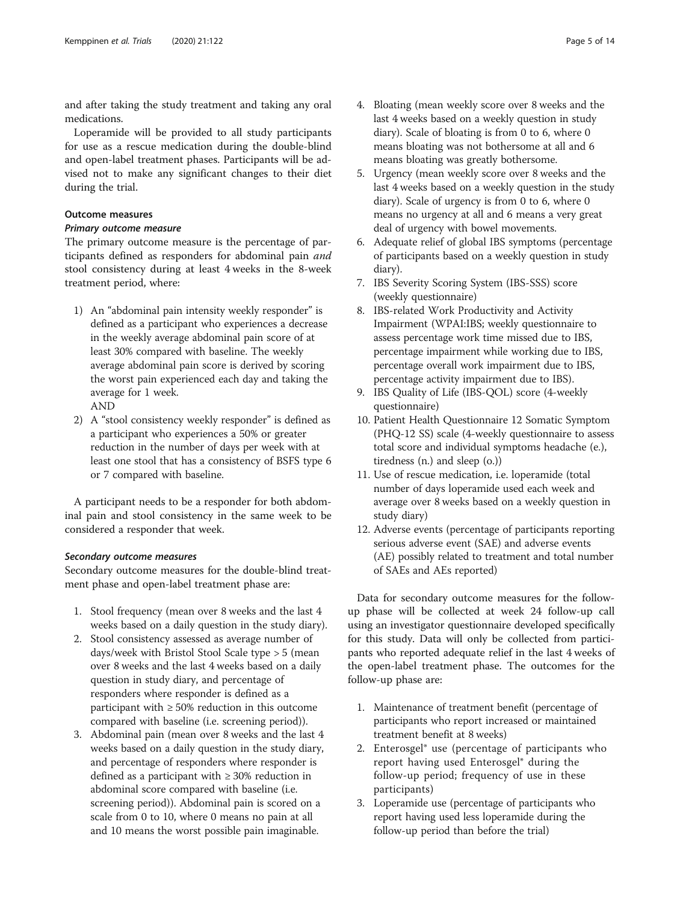and after taking the study treatment and taking any oral medications.

Loperamide will be provided to all study participants for use as a rescue medication during the double-blind and open-label treatment phases. Participants will be advised not to make any significant changes to their diet during the trial.

### Outcome measures

#### Primary outcome measure

The primary outcome measure is the percentage of participants defined as responders for abdominal pain *and* stool consistency during at least 4 weeks in the 8-week treatment period, where:

1) An "abdominal pain intensity weekly responder" is defined as a participant who experiences a decrease in the weekly average abdominal pain score of at least 30% compared with baseline. The weekly average abdominal pain score is derived by scoring the worst pain experienced each day and taking the average for 1 week.
AND
2) A "stool consistency weekly responder" is defined as a participant who experiences a 50% or greater reduction in the number of days per week with at least one stool that has a consistency of BSFS type 6 or 7 compared with baseline.

A participant needs to be a responder for both abdominal pain and stool consistency in the same week to be considered a responder that week.

#### Secondary outcome measures

Secondary outcome measures for the double-blind treatment phase and open-label treatment phase are:

1. Stool frequency (mean over 8 weeks and the last 4 weeks based on a daily question in the study diary).
2. Stool consistency assessed as average number of days/week with Bristol Stool Scale type > 5 (mean over 8 weeks and the last 4 weeks based on a daily question in study diary, and percentage of responders where responder is defined as a participant with ≥ 50% reduction in this outcome compared with baseline (i.e. screening period)).
3. Abdominal pain (mean over 8 weeks and the last 4 weeks based on a daily question in the study diary, and percentage of responders where responder is defined as a participant with ≥ 30% reduction in abdominal score compared with baseline (i.e. screening period)). Abdominal pain is scored on a scale from 0 to 10, where 0 means no pain at all and 10 means the worst possible pain imaginable.
4. Bloating (mean weekly score over 8 weeks and the last 4 weeks based on a weekly question in study diary). Scale of bloating is from 0 to 6, where 0 means bloating was not bothersome at all and 6 means bloating was greatly bothersome.
5. Urgency (mean weekly score over 8 weeks and the last 4 weeks based on a weekly question in the study diary). Scale of urgency is from 0 to 6, where 0 means no urgency at all and 6 means a very great deal of urgency with bowel movements.
6. Adequate relief of global IBS symptoms (percentage of participants based on a weekly question in study diary).
7. IBS Severity Scoring System (IBS-SSS) score (weekly questionnaire)
8. IBS-related Work Productivity and Activity Impairment (WPAI:IBS; weekly questionnaire to assess percentage work time missed due to IBS, percentage impairment while working due to IBS, percentage overall work impairment due to IBS, percentage activity impairment due to IBS).
9. IBS Quality of Life (IBS-QOL) score (4-weekly questionnaire)
10. Patient Health Questionnaire 12 Somatic Symptom (PHQ-12 SS) scale (4-weekly questionnaire to assess total score and individual symptoms headache (e.), tiredness (n.) and sleep (o.))
11. Use of rescue medication, i.e. loperamide (total number of days loperamide used each week and average over 8 weeks based on a weekly question in study diary)
12. Adverse events (percentage of participants reporting serious adverse event (SAE) and adverse events (AE) possibly related to treatment and total number of SAEs and AEs reported)

Data for secondary outcome measures for the follow-up phase will be collected at week 24 follow-up call using an investigator questionnaire developed specifically for this study. Data will only be collected from participants who reported adequate relief in the last 4 weeks of the open-label treatment phase. The outcomes for the follow-up phase are:

1. Maintenance of treatment benefit (percentage of participants who report increased or maintained treatment benefit at 8 weeks)
2. Enterosgel® use (percentage of participants who report having used Enterosgel® during the follow-up period; frequency of use in these participants)
3. Loperamide use (percentage of participants who report having used less loperamide during the follow-up period than before the trial)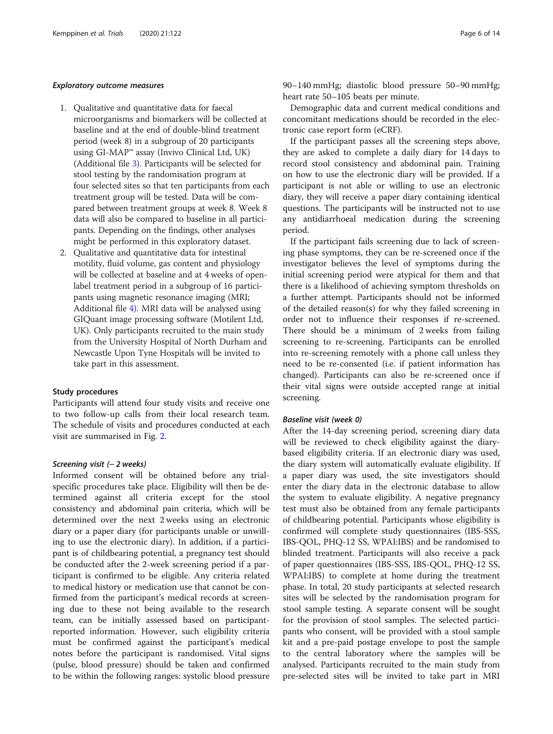#### *Exploratory outcome measures*

1. Qualitative and quantitative data for faecal microorganisms and biomarkers will be collected at baseline and at the end of double-blind treatment period (week 8) in a subgroup of 20 participants using GI-MAP™ assay (Invivo Clinical Ltd, UK) (Additional file 3). Participants will be selected for stool testing by the randomisation program at four selected sites so that ten participants from each treatment group will be tested. Data will be compared between treatment groups at week 8. Week 8 data will also be compared to baseline in all participants. Depending on the findings, other analyses might be performed in this exploratory dataset.
2. Qualitative and quantitative data for intestinal motility, fluid volume, gas content and physiology will be collected at baseline and at 4 weeks of open-label treatment period in a subgroup of 16 participants using magnetic resonance imaging (MRI; Additional file 4). MRI data will be analysed using GIQuant image processing software (Motilent Ltd, UK). Only participants recruited to the main study from the University Hospital of North Durham and Newcastle Upon Tyne Hospitals will be invited to take part in this assessment.

### Study procedures

Participants will attend four study visits and receive one to two follow-up calls from their local research team. The schedule of visits and procedures conducted at each visit are summarised in Fig. 2.

#### *Screening visit (– 2 weeks)*

Informed consent will be obtained before any trial-specific procedures take place. Eligibility will then be determined against all criteria except for the stool consistency and abdominal pain criteria, which will be determined over the next 2 weeks using an electronic diary or a paper diary (for participants unable or unwilling to use the electronic diary). In addition, if a participant is of childbearing potential, a pregnancy test should be conducted after the 2-week screening period if a participant is confirmed to be eligible. Any criteria related to medical history or medication use that cannot be confirmed from the participant's medical records at screening due to these not being available to the research team, can be initially assessed based on participant-reported information. However, such eligibility criteria must be confirmed against the participant's medical notes before the participant is randomised. Vital signs (pulse, blood pressure) should be taken and confirmed to be within the following ranges: systolic blood pressure 90–140 mmHg; diastolic blood pressure 50–90 mmHg; heart rate 50–105 beats per minute.

Demographic data and current medical conditions and concomitant medications should be recorded in the electronic case report form (eCRF).

If the participant passes all the screening steps above, they are asked to complete a daily diary for 14 days to record stool consistency and abdominal pain. Training on how to use the electronic diary will be provided. If a participant is not able or willing to use an electronic diary, they will receive a paper diary containing identical questions. The participants will be instructed not to use any antidiarrhoeal medication during the screening period.

If the participant fails screening due to lack of screening phase symptoms, they can be re-screened once if the investigator believes the level of symptoms during the initial screening period were atypical for them and that there is a likelihood of achieving symptom thresholds on a further attempt. Participants should not be informed of the detailed reason(s) for why they failed screening in order not to influence their responses if re-screened. There should be a minimum of 2 weeks from failing screening to re-screening. Participants can be enrolled into re-screening remotely with a phone call unless they need to be re-consented (i.e. if patient information has changed). Participants can also be re-screened once if their vital signs were outside accepted range at initial screening.

#### *Baseline visit (week 0)*

After the 14-day screening period, screening diary data will be reviewed to check eligibility against the diary-based eligibility criteria. If an electronic diary was used, the diary system will automatically evaluate eligibility. If a paper diary was used, the site investigators should enter the diary data in the electronic database to allow the system to evaluate eligibility. A negative pregnancy test must also be obtained from any female participants of childbearing potential. Participants whose eligibility is confirmed will complete study questionnaires (IBS-SSS, IBS-QOL, PHQ-12 SS, WPAI:IBS) and be randomised to blinded treatment. Participants will also receive a pack of paper questionnaires (IBS-SSS, IBS-QOL, PHQ-12 SS, WPAI:IBS) to complete at home during the treatment phase. In total, 20 study participants at selected research sites will be selected by the randomisation program for stool sample testing. A separate consent will be sought for the provision of stool samples. The selected participants who consent, will be provided with a stool sample kit and a pre-paid postage envelope to post the sample to the central laboratory where the samples will be analysed. Participants recruited to the main study from pre-selected sites will be invited to take part in MRI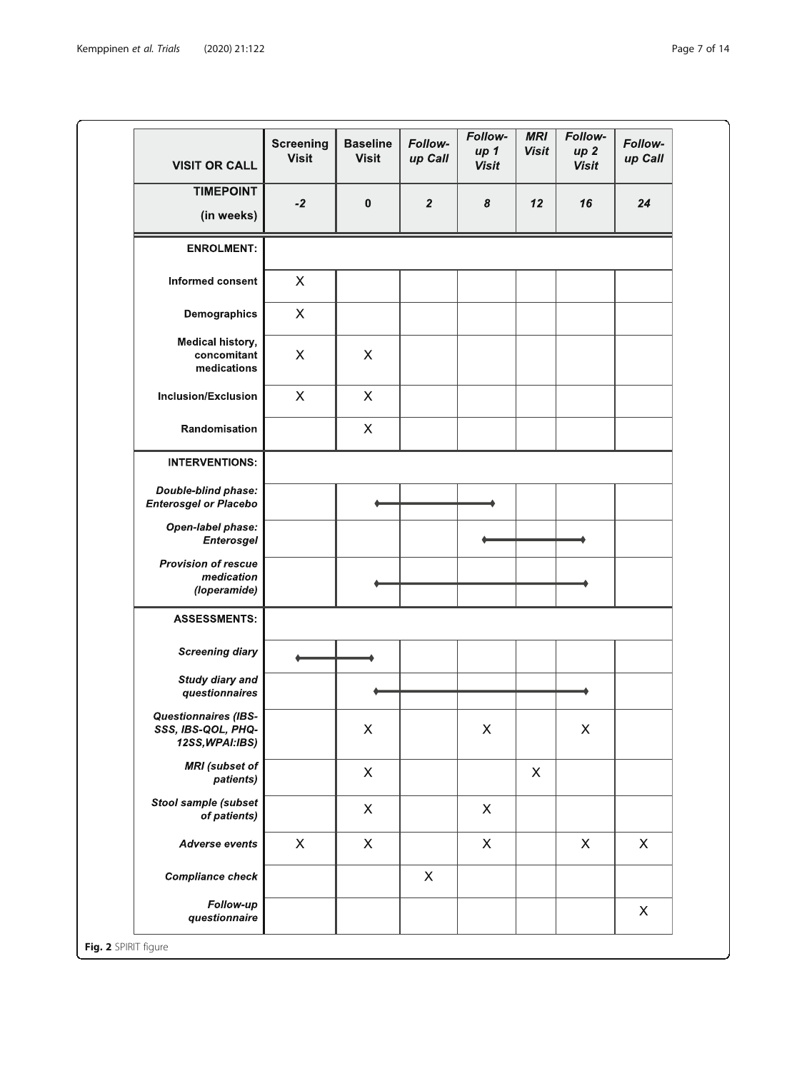| VISIT OR CALL | Screening Visit | Baseline Visit | *Follow-up Call* | *Follow-up 1 Visit* | *MRI Visit* | *Follow-up 2 Visit* | *Follow-up Call* |
|---|---|---|---|---|---|---|---|
| **TIMEPOINT (in weeks)** | ***-2*** | **0** | ***2*** | ***8*** | ***12*** | ***16*** | ***24*** |
| **ENROLMENT:** | | | | | | | |
| **Informed consent** | X | | | | | | |
| **Demographics** | X | | | | | | |
| **Medical history, concomitant medications** | X | X | | | | | |
| **Inclusion/Exclusion** | X | X | | | | | |
| **Randomisation** | | X | | | | | |
| **INTERVENTIONS:** | | | | | | | |
| ***Double-blind phase: Enterosgel or Placebo*** | | ◆——— | ———— | ———◆ | | | |
| ***Open-label phase: Enterosgel*** | | | | ◆——— | ———— | ———◆ | |
| ***Provision of rescue medication (loperamide)*** | | ◆——— | ———— | ———— | ———— | ———◆ | |
| **ASSESSMENTS:** | | | | | | | |
| ***Screening diary*** | ◆——— | ———◆ | | | | | |
| ***Study diary and questionnaires*** | | ◆——— | ———— | ———— | ———— | ———◆ | |
| ***Questionnaires (IBS-SSS, IBS-QOL, PHQ-12SS, WPAI:IBS)*** | | X | | X | | X | |
| ***MRI (subset of patients)*** | | X | | | X | | |
| ***Stool sample (subset of patients)*** | | X | | X | | | |
| ***Adverse events*** | X | X | | X | | X | X |
| ***Compliance check*** | | | X | | | | |
| ***Follow-up questionnaire*** | | | | | | | X |

**Fig. 2** SPIRIT figure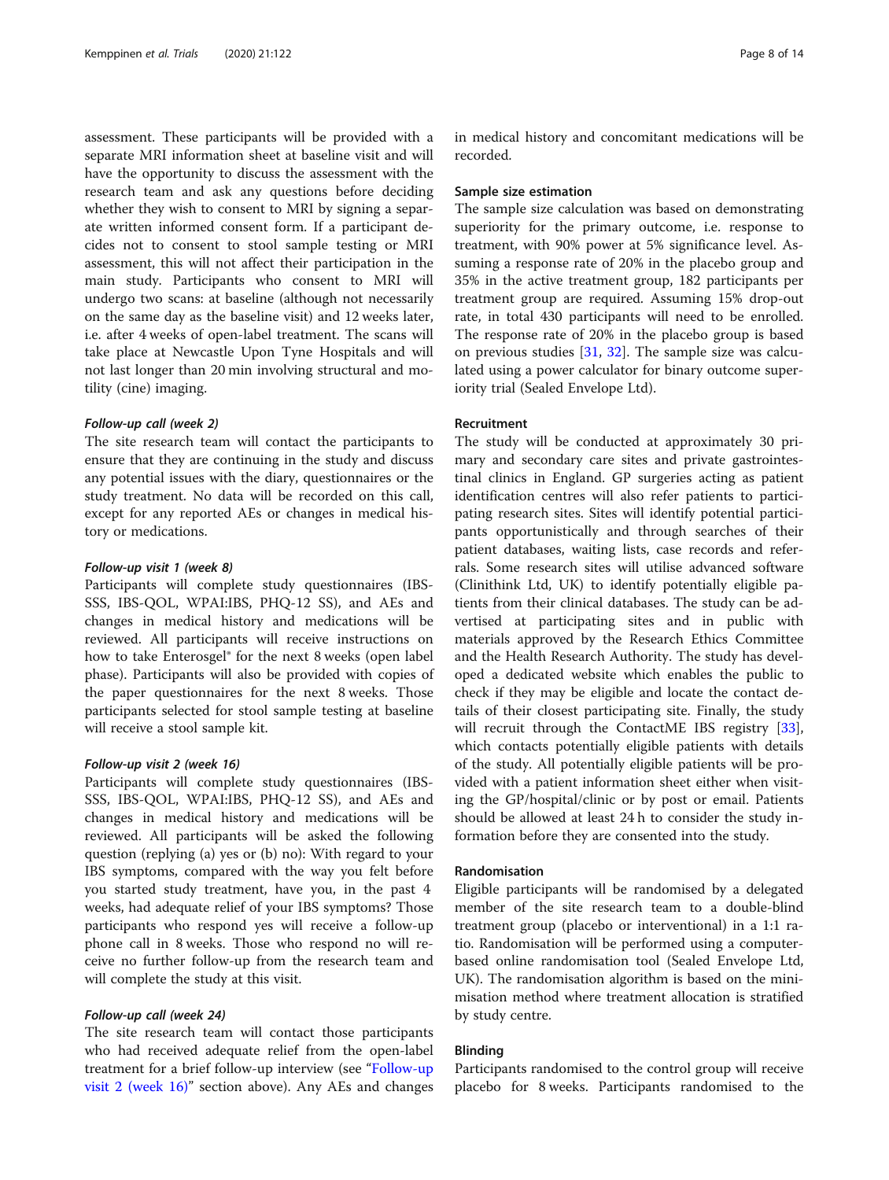assessment. These participants will be provided with a separate MRI information sheet at baseline visit and will have the opportunity to discuss the assessment with the research team and ask any questions before deciding whether they wish to consent to MRI by signing a separate written informed consent form. If a participant decides not to consent to stool sample testing or MRI assessment, this will not affect their participation in the main study. Participants who consent to MRI will undergo two scans: at baseline (although not necessarily on the same day as the baseline visit) and 12 weeks later, i.e. after 4 weeks of open-label treatment. The scans will take place at Newcastle Upon Tyne Hospitals and will not last longer than 20 min involving structural and motility (cine) imaging.

#### *Follow-up call (week 2)*

The site research team will contact the participants to ensure that they are continuing in the study and discuss any potential issues with the diary, questionnaires or the study treatment. No data will be recorded on this call, except for any reported AEs or changes in medical history or medications.

#### *Follow-up visit 1 (week 8)*

Participants will complete study questionnaires (IBS-SSS, IBS-QOL, WPAI:IBS, PHQ-12 SS), and AEs and changes in medical history and medications will be reviewed. All participants will receive instructions on how to take Enterosgel® for the next 8 weeks (open label phase). Participants will also be provided with copies of the paper questionnaires for the next 8 weeks. Those participants selected for stool sample testing at baseline will receive a stool sample kit.

#### *Follow-up visit 2 (week 16)*

Participants will complete study questionnaires (IBS-SSS, IBS-QOL, WPAI:IBS, PHQ-12 SS), and AEs and changes in medical history and medications will be reviewed. All participants will be asked the following question (replying (a) yes or (b) no): With regard to your IBS symptoms, compared with the way you felt before you started study treatment, have you, in the past 4 weeks, had adequate relief of your IBS symptoms? Those participants who respond yes will receive a follow-up phone call in 8 weeks. Those who respond no will receive no further follow-up from the research team and will complete the study at this visit.

#### *Follow-up call (week 24)*

The site research team will contact those participants who had received adequate relief from the open-label treatment for a brief follow-up interview (see "Follow-up visit 2 (week 16)" section above). Any AEs and changes in medical history and concomitant medications will be recorded.

### Sample size estimation

The sample size calculation was based on demonstrating superiority for the primary outcome, i.e. response to treatment, with 90% power at 5% significance level. Assuming a response rate of 20% in the placebo group and 35% in the active treatment group, 182 participants per treatment group are required. Assuming 15% drop-out rate, in total 430 participants will need to be enrolled. The response rate of 20% in the placebo group is based on previous studies [31, 32]. The sample size was calculated using a power calculator for binary outcome superiority trial (Sealed Envelope Ltd).

### Recruitment

The study will be conducted at approximately 30 primary and secondary care sites and private gastrointestinal clinics in England. GP surgeries acting as patient identification centres will also refer patients to participating research sites. Sites will identify potential participants opportunistically and through searches of their patient databases, waiting lists, case records and referrals. Some research sites will utilise advanced software (Clinithink Ltd, UK) to identify potentially eligible patients from their clinical databases. The study can be advertised at participating sites and in public with materials approved by the Research Ethics Committee and the Health Research Authority. The study has developed a dedicated website which enables the public to check if they may be eligible and locate the contact details of their closest participating site. Finally, the study will recruit through the ContactME IBS registry [33], which contacts potentially eligible patients with details of the study. All potentially eligible patients will be provided with a patient information sheet either when visiting the GP/hospital/clinic or by post or email. Patients should be allowed at least 24 h to consider the study information before they are consented into the study.

### Randomisation

Eligible participants will be randomised by a delegated member of the site research team to a double-blind treatment group (placebo or interventional) in a 1:1 ratio. Randomisation will be performed using a computer-based online randomisation tool (Sealed Envelope Ltd, UK). The randomisation algorithm is based on the minimisation method where treatment allocation is stratified by study centre.

### Blinding

Participants randomised to the control group will receive placebo for 8 weeks. Participants randomised to the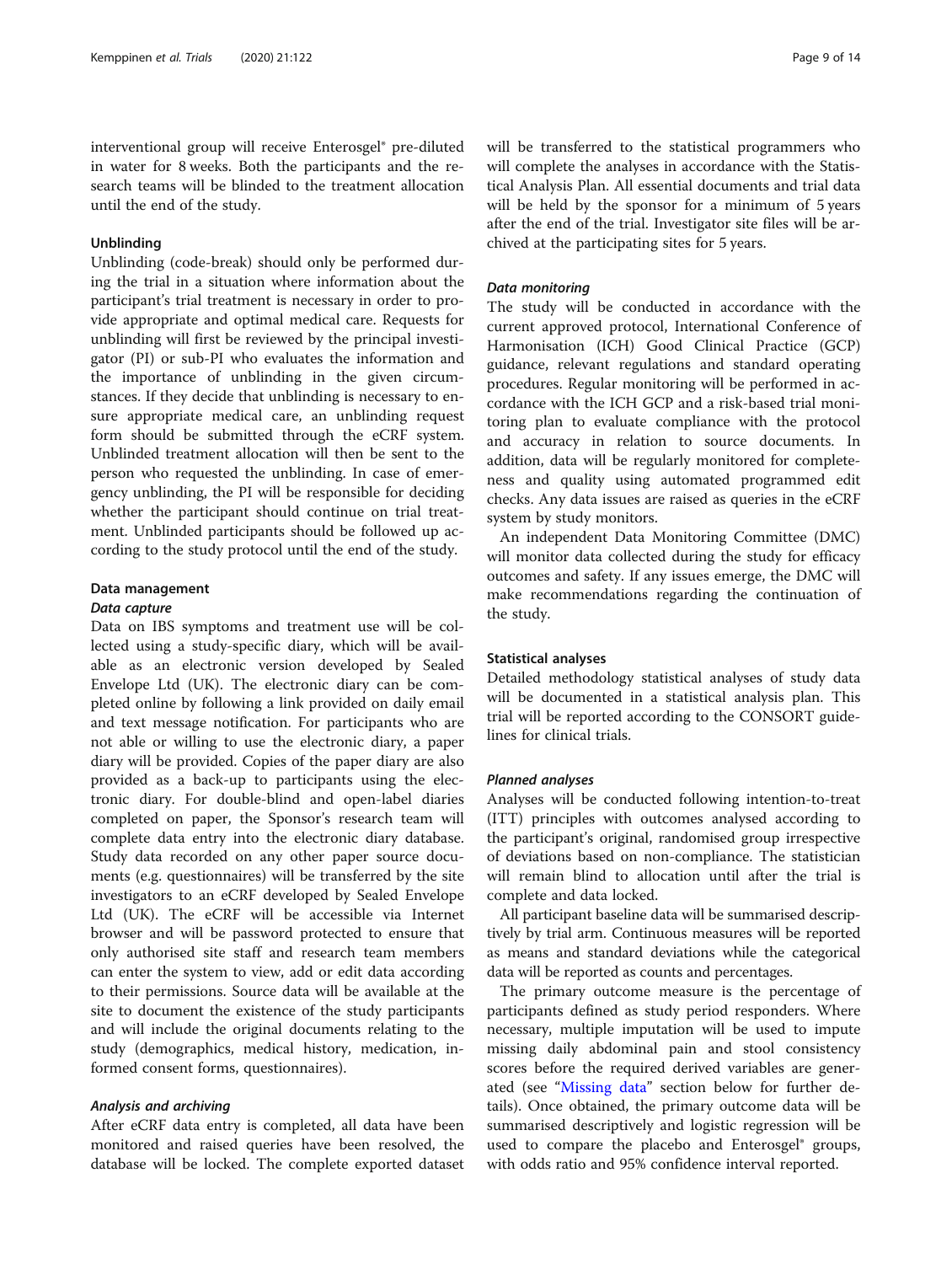interventional group will receive Enterosgel® pre-diluted in water for 8 weeks. Both the participants and the research teams will be blinded to the treatment allocation until the end of the study.

### Unblinding

Unblinding (code-break) should only be performed during the trial in a situation where information about the participant's trial treatment is necessary in order to provide appropriate and optimal medical care. Requests for unblinding will first be reviewed by the principal investigator (PI) or sub-PI who evaluates the information and the importance of unblinding in the given circumstances. If they decide that unblinding is necessary to ensure appropriate medical care, an unblinding request form should be submitted through the eCRF system. Unblinded treatment allocation will then be sent to the person who requested the unblinding. In case of emergency unblinding, the PI will be responsible for deciding whether the participant should continue on trial treatment. Unblinded participants should be followed up according to the study protocol until the end of the study.

### Data management

#### *Data capture*

Data on IBS symptoms and treatment use will be collected using a study-specific diary, which will be available as an electronic version developed by Sealed Envelope Ltd (UK). The electronic diary can be completed online by following a link provided on daily email and text message notification. For participants who are not able or willing to use the electronic diary, a paper diary will be provided. Copies of the paper diary are also provided as a back-up to participants using the electronic diary. For double-blind and open-label diaries completed on paper, the Sponsor's research team will complete data entry into the electronic diary database. Study data recorded on any other paper source documents (e.g. questionnaires) will be transferred by the site investigators to an eCRF developed by Sealed Envelope Ltd (UK). The eCRF will be accessible via Internet browser and will be password protected to ensure that only authorised site staff and research team members can enter the system to view, add or edit data according to their permissions. Source data will be available at the site to document the existence of the study participants and will include the original documents relating to the study (demographics, medical history, medication, informed consent forms, questionnaires).

#### *Analysis and archiving*

After eCRF data entry is completed, all data have been monitored and raised queries have been resolved, the database will be locked. The complete exported dataset will be transferred to the statistical programmers who will complete the analyses in accordance with the Statistical Analysis Plan. All essential documents and trial data will be held by the sponsor for a minimum of 5 years after the end of the trial. Investigator site files will be archived at the participating sites for 5 years.

#### *Data monitoring*

The study will be conducted in accordance with the current approved protocol, International Conference of Harmonisation (ICH) Good Clinical Practice (GCP) guidance, relevant regulations and standard operating procedures. Regular monitoring will be performed in accordance with the ICH GCP and a risk-based trial monitoring plan to evaluate compliance with the protocol and accuracy in relation to source documents. In addition, data will be regularly monitored for completeness and quality using automated programmed edit checks. Any data issues are raised as queries in the eCRF system by study monitors.

An independent Data Monitoring Committee (DMC) will monitor data collected during the study for efficacy outcomes and safety. If any issues emerge, the DMC will make recommendations regarding the continuation of the study.

### Statistical analyses

Detailed methodology statistical analyses of study data will be documented in a statistical analysis plan. This trial will be reported according to the CONSORT guidelines for clinical trials.

#### *Planned analyses*

Analyses will be conducted following intention-to-treat (ITT) principles with outcomes analysed according to the participant's original, randomised group irrespective of deviations based on non-compliance. The statistician will remain blind to allocation until after the trial is complete and data locked.

All participant baseline data will be summarised descriptively by trial arm. Continuous measures will be reported as means and standard deviations while the categorical data will be reported as counts and percentages.

The primary outcome measure is the percentage of participants defined as study period responders. Where necessary, multiple imputation will be used to impute missing daily abdominal pain and stool consistency scores before the required derived variables are generated (see "Missing data" section below for further details). Once obtained, the primary outcome data will be summarised descriptively and logistic regression will be used to compare the placebo and Enterosgel® groups, with odds ratio and 95% confidence interval reported.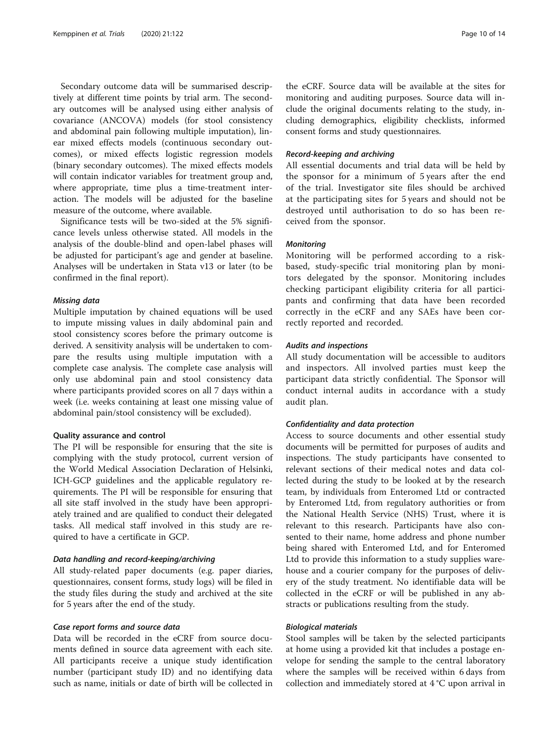Secondary outcome data will be summarised descriptively at different time points by trial arm. The secondary outcomes will be analysed using either analysis of covariance (ANCOVA) models (for stool consistency and abdominal pain following multiple imputation), linear mixed effects models (continuous secondary outcomes), or mixed effects logistic regression models (binary secondary outcomes). The mixed effects models will contain indicator variables for treatment group and, where appropriate, time plus a time-treatment interaction. The models will be adjusted for the baseline measure of the outcome, where available.

Significance tests will be two-sided at the 5% significance levels unless otherwise stated. All models in the analysis of the double-blind and open-label phases will be adjusted for participant's age and gender at baseline. Analyses will be undertaken in Stata v13 or later (to be confirmed in the final report).

#### *Missing data*

Multiple imputation by chained equations will be used to impute missing values in daily abdominal pain and stool consistency scores before the primary outcome is derived. A sensitivity analysis will be undertaken to compare the results using multiple imputation with a complete case analysis. The complete case analysis will only use abdominal pain and stool consistency data where participants provided scores on all 7 days within a week (i.e. weeks containing at least one missing value of abdominal pain/stool consistency will be excluded).

### Quality assurance and control

The PI will be responsible for ensuring that the site is complying with the study protocol, current version of the World Medical Association Declaration of Helsinki, ICH-GCP guidelines and the applicable regulatory requirements. The PI will be responsible for ensuring that all site staff involved in the study have been appropriately trained and are qualified to conduct their delegated tasks. All medical staff involved in this study are required to have a certificate in GCP.

#### *Data handling and record-keeping/archiving*

All study-related paper documents (e.g. paper diaries, questionnaires, consent forms, study logs) will be filed in the study files during the study and archived at the site for 5 years after the end of the study.

#### *Case report forms and source data*

Data will be recorded in the eCRF from source documents defined in source data agreement with each site. All participants receive a unique study identification number (participant study ID) and no identifying data such as name, initials or date of birth will be collected in the eCRF. Source data will be available at the sites for monitoring and auditing purposes. Source data will include the original documents relating to the study, including demographics, eligibility checklists, informed consent forms and study questionnaires.

#### *Record-keeping and archiving*

All essential documents and trial data will be held by the sponsor for a minimum of 5 years after the end of the trial. Investigator site files should be archived at the participating sites for 5 years and should not be destroyed until authorisation to do so has been received from the sponsor.

#### *Monitoring*

Monitoring will be performed according to a risk-based, study-specific trial monitoring plan by monitors delegated by the sponsor. Monitoring includes checking participant eligibility criteria for all participants and confirming that data have been recorded correctly in the eCRF and any SAEs have been correctly reported and recorded.

#### *Audits and inspections*

All study documentation will be accessible to auditors and inspectors. All involved parties must keep the participant data strictly confidential. The Sponsor will conduct internal audits in accordance with a study audit plan.

#### *Confidentiality and data protection*

Access to source documents and other essential study documents will be permitted for purposes of audits and inspections. The study participants have consented to relevant sections of their medical notes and data collected during the study to be looked at by the research team, by individuals from Enteromed Ltd or contracted by Enteromed Ltd, from regulatory authorities or from the National Health Service (NHS) Trust, where it is relevant to this research. Participants have also consented to their name, home address and phone number being shared with Enteromed Ltd, and for Enteromed Ltd to provide this information to a study supplies warehouse and a courier company for the purposes of delivery of the study treatment. No identifiable data will be collected in the eCRF or will be published in any abstracts or publications resulting from the study.

#### *Biological materials*

Stool samples will be taken by the selected participants at home using a provided kit that includes a postage envelope for sending the sample to the central laboratory where the samples will be received within 6 days from collection and immediately stored at 4 °C upon arrival in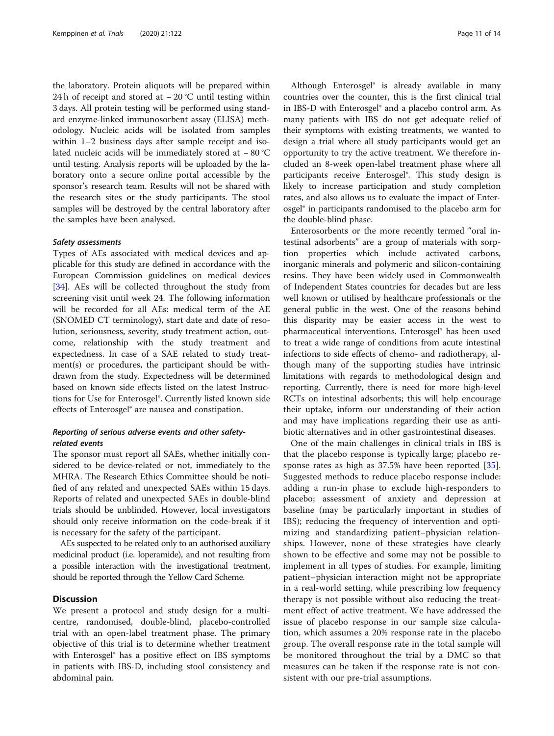the laboratory. Protein aliquots will be prepared within 24 h of receipt and stored at − 20 °C until testing within 3 days. All protein testing will be performed using standard enzyme-linked immunosorbent assay (ELISA) methodology. Nucleic acids will be isolated from samples within 1–2 business days after sample receipt and isolated nucleic acids will be immediately stored at − 80 °C until testing. Analysis reports will be uploaded by the laboratory onto a secure online portal accessible by the sponsor's research team. Results will not be shared with the research sites or the study participants. The stool samples will be destroyed by the central laboratory after the samples have been analysed.

#### *Safety assessments*

Types of AEs associated with medical devices and applicable for this study are defined in accordance with the European Commission guidelines on medical devices [34]. AEs will be collected throughout the study from screening visit until week 24. The following information will be recorded for all AEs: medical term of the AE (SNOMED CT terminology), start date and date of resolution, seriousness, severity, study treatment action, outcome, relationship with the study treatment and expectedness. In case of a SAE related to study treatment(s) or procedures, the participant should be withdrawn from the study. Expectedness will be determined based on known side effects listed on the latest Instructions for Use for Enterosgel®. Currently listed known side effects of Enterosgel® are nausea and constipation.

### *Reporting of serious adverse events and other safety-related events*

The sponsor must report all SAEs, whether initially considered to be device-related or not, immediately to the MHRA. The Research Ethics Committee should be notified of any related and unexpected SAEs within 15 days. Reports of related and unexpected SAEs in double-blind trials should be unblinded. However, local investigators should only receive information on the code-break if it is necessary for the safety of the participant.

AEs suspected to be related only to an authorised auxiliary medicinal product (i.e. loperamide), and not resulting from a possible interaction with the investigational treatment, should be reported through the Yellow Card Scheme.

## Discussion

We present a protocol and study design for a multicentre, randomised, double-blind, placebo-controlled trial with an open-label treatment phase. The primary objective of this trial is to determine whether treatment with Enterosgel® has a positive effect on IBS symptoms in patients with IBS-D, including stool consistency and abdominal pain.

Although Enterosgel® is already available in many countries over the counter, this is the first clinical trial in IBS-D with Enterosgel® and a placebo control arm. As many patients with IBS do not get adequate relief of their symptoms with existing treatments, we wanted to design a trial where all study participants would get an opportunity to try the active treatment. We therefore included an 8-week open-label treatment phase where all participants receive Enterosgel®. This study design is likely to increase participation and study completion rates, and also allows us to evaluate the impact of Enterosgel® in participants randomised to the placebo arm for the double-blind phase.

Enterosorbents or the more recently termed "oral intestinal adsorbents" are a group of materials with sorption properties which include activated carbons, inorganic minerals and polymeric and silicon-containing resins. They have been widely used in Commonwealth of Independent States countries for decades but are less well known or utilised by healthcare professionals or the general public in the west. One of the reasons behind this disparity may be easier access in the west to pharmaceutical interventions. Enterosgel® has been used to treat a wide range of conditions from acute intestinal infections to side effects of chemo- and radiotherapy, although many of the supporting studies have intrinsic limitations with regards to methodological design and reporting. Currently, there is need for more high-level RCTs on intestinal adsorbents; this will help encourage their uptake, inform our understanding of their action and may have implications regarding their use as antibiotic alternatives and in other gastrointestinal diseases.

One of the main challenges in clinical trials in IBS is that the placebo response is typically large; placebo response rates as high as 37.5% have been reported [35]. Suggested methods to reduce placebo response include: adding a run-in phase to exclude high-responders to placebo; assessment of anxiety and depression at baseline (may be particularly important in studies of IBS); reducing the frequency of intervention and optimizing and standardizing patient–physician relationships. However, none of these strategies have clearly shown to be effective and some may not be possible to implement in all types of studies. For example, limiting patient–physician interaction might not be appropriate in a real-world setting, while prescribing low frequency therapy is not possible without also reducing the treatment effect of active treatment. We have addressed the issue of placebo response in our sample size calculation, which assumes a 20% response rate in the placebo group. The overall response rate in the total sample will be monitored throughout the trial by a DMC so that measures can be taken if the response rate is not consistent with our pre-trial assumptions.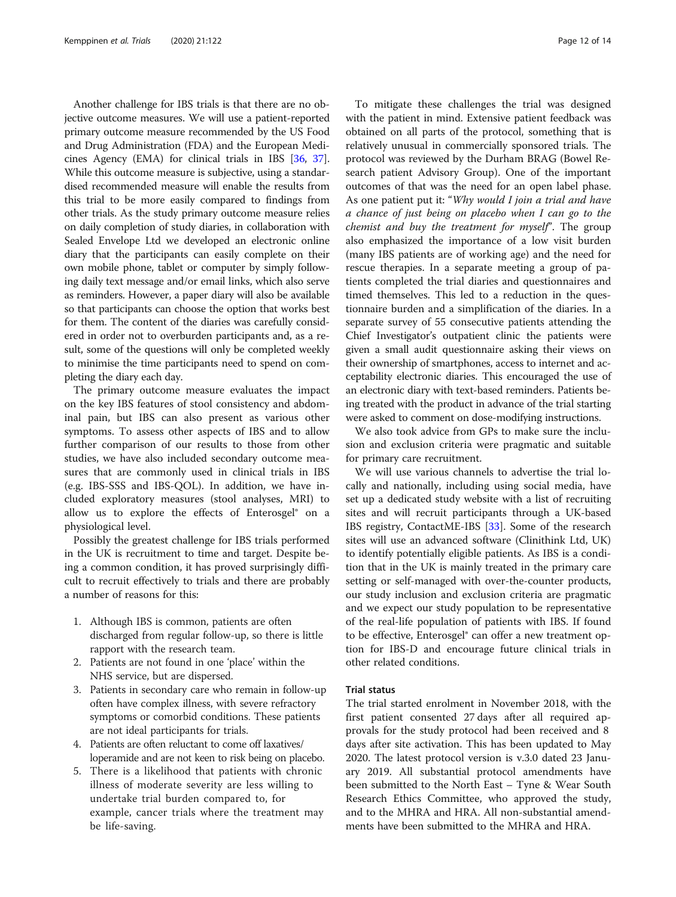Another challenge for IBS trials is that there are no objective outcome measures. We will use a patient-reported primary outcome measure recommended by the US Food and Drug Administration (FDA) and the European Medicines Agency (EMA) for clinical trials in IBS [36, 37]. While this outcome measure is subjective, using a standardised recommended measure will enable the results from this trial to be more easily compared to findings from other trials. As the study primary outcome measure relies on daily completion of study diaries, in collaboration with Sealed Envelope Ltd we developed an electronic online diary that the participants can easily complete on their own mobile phone, tablet or computer by simply following daily text message and/or email links, which also serve as reminders. However, a paper diary will also be available so that participants can choose the option that works best for them. The content of the diaries was carefully considered in order not to overburden participants and, as a result, some of the questions will only be completed weekly to minimise the time participants need to spend on completing the diary each day.

The primary outcome measure evaluates the impact on the key IBS features of stool consistency and abdominal pain, but IBS can also present as various other symptoms. To assess other aspects of IBS and to allow further comparison of our results to those from other studies, we have also included secondary outcome measures that are commonly used in clinical trials in IBS (e.g. IBS-SSS and IBS-QOL). In addition, we have included exploratory measures (stool analyses, MRI) to allow us to explore the effects of Enterosgel® on a physiological level.

Possibly the greatest challenge for IBS trials performed in the UK is recruitment to time and target. Despite being a common condition, it has proved surprisingly difficult to recruit effectively to trials and there are probably a number of reasons for this:

1. Although IBS is common, patients are often discharged from regular follow-up, so there is little rapport with the research team.
2. Patients are not found in one 'place' within the NHS service, but are dispersed.
3. Patients in secondary care who remain in follow-up often have complex illness, with severe refractory symptoms or comorbid conditions. These patients are not ideal participants for trials.
4. Patients are often reluctant to come off laxatives/loperamide and are not keen to risk being on placebo.
5. There is a likelihood that patients with chronic illness of moderate severity are less willing to undertake trial burden compared to, for example, cancer trials where the treatment may be life-saving.

To mitigate these challenges the trial was designed with the patient in mind. Extensive patient feedback was obtained on all parts of the protocol, something that is relatively unusual in commercially sponsored trials. The protocol was reviewed by the Durham BRAG (Bowel Research patient Advisory Group). One of the important outcomes of that was the need for an open label phase. As one patient put it: "*Why would I join a trial and have a chance of just being on placebo when I can go to the chemist and buy the treatment for myself*". The group also emphasized the importance of a low visit burden (many IBS patients are of working age) and the need for rescue therapies. In a separate meeting a group of patients completed the trial diaries and questionnaires and timed themselves. This led to a reduction in the questionnaire burden and a simplification of the diaries. In a separate survey of 55 consecutive patients attending the Chief Investigator's outpatient clinic the patients were given a small audit questionnaire asking their views on their ownership of smartphones, access to internet and acceptability electronic diaries. This encouraged the use of an electronic diary with text-based reminders. Patients being treated with the product in advance of the trial starting were asked to comment on dose-modifying instructions.

We also took advice from GPs to make sure the inclusion and exclusion criteria were pragmatic and suitable for primary care recruitment.

We will use various channels to advertise the trial locally and nationally, including using social media, have set up a dedicated study website with a list of recruiting sites and will recruit participants through a UK-based IBS registry, ContactME-IBS [33]. Some of the research sites will use an advanced software (Clinithink Ltd, UK) to identify potentially eligible patients. As IBS is a condition that in the UK is mainly treated in the primary care setting or self-managed with over-the-counter products, our study inclusion and exclusion criteria are pragmatic and we expect our study population to be representative of the real-life population of patients with IBS. If found to be effective, Enterosgel® can offer a new treatment option for IBS-D and encourage future clinical trials in other related conditions.

## Trial status

The trial started enrolment in November 2018, with the first patient consented 27 days after all required approvals for the study protocol had been received and 8 days after site activation. This has been updated to May 2020. The latest protocol version is v.3.0 dated 23 January 2019. All substantial protocol amendments have been submitted to the North East – Tyne & Wear South Research Ethics Committee, who approved the study, and to the MHRA and HRA. All non-substantial amendments have been submitted to the MHRA and HRA.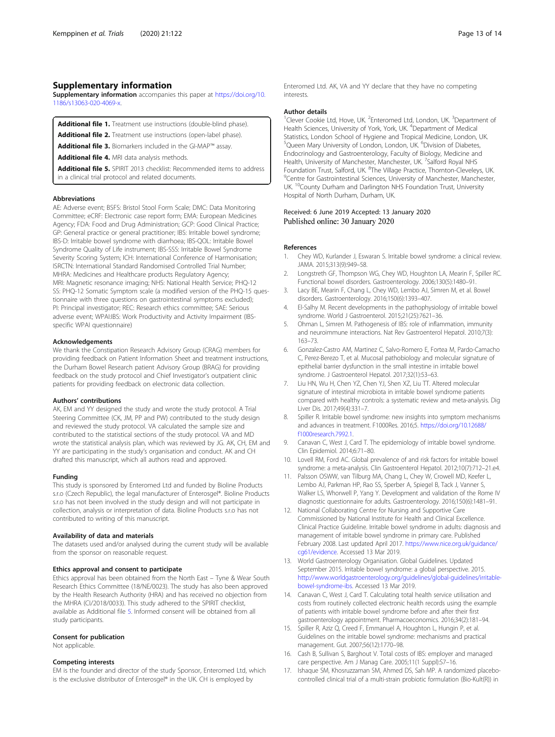## Supplementary information

**Supplementary information** accompanies this paper at https://doi.org/10.1186/s13063-020-4069-x.

**Additional file 1.** Treatment use instructions (double-blind phase).

**Additional file 2.** Treatment use instructions (open-label phase).

**Additional file 3.** Biomarkers included in the GI-MAP™ assay.

**Additional file 4.** MRI data analysis methods.

**Additional file 5.** SPIRIT 2013 checklist: Recommended items to address in a clinical trial protocol and related documents.

### Abbreviations

AE: Adverse event; BSFS: Bristol Stool Form Scale; DMC: Data Monitoring Committee; eCRF: Electronic case report form; EMA: European Medicines Agency; FDA: Food and Drug Administration; GCP: Good Clinical Practice; GP: General practice or general practitioner; IBS: Irritable bowel syndrome; IBS-D: Irritable bowel syndrome with diarrhoea; IBS-QOL: Irritable Bowel Syndrome Quality of Life instrument; IBS-SSS: Irritable Bowel Syndrome Severity Scoring System; ICH: International Conference of Harmonisation; ISRCTN: International Standard Randomised Controlled Trial Number; MHRA: Medicines and Healthcare products Regulatory Agency; MRI: Magnetic resonance imaging; NHS: National Health Service; PHQ-12 SS: PHQ-12 Somatic Symptom scale (a modified version of the PHQ-15 questionnaire with three questions on gastrointestinal symptoms excluded); PI: Principal investigator; REC: Research ethics committee; SAE: Serious adverse event; WPAI:IBS: Work Productivity and Activity Impairment (IBS-specific WPAI questionnaire)

### Acknowledgements

We thank the Constipation Research Advisory Group (CRAG) members for providing feedback on Patient Information Sheet and treatment instructions, the Durham Bowel Research patient Advisory Group (BRAG) for providing feedback on the study protocol and Chief Investigator's outpatient clinic patients for providing feedback on electronic data collection.

### Authors' contributions

AK, EM and YY designed the study and wrote the study protocol. A Trial Steering Committee (CK, JM, PP and PW) contributed to the study design and reviewed the study protocol. VA calculated the sample size and contributed to the statistical sections of the study protocol. VA and MD wrote the statistical analysis plan, which was reviewed by JG. AK, CH, EM and YY are participating in the study's organisation and conduct. AK and CH drafted this manuscript, which all authors read and approved.

### Funding

This study is sponsored by Enteromed Ltd and funded by Bioline Products s.r.o (Czech Republic), the legal manufacturer of Enterosgel®. Bioline Products s.r.o has not been involved in the study design and will not participate in collection, analysis or interpretation of data. Bioline Products s.r.o has not contributed to writing of this manuscript.

### Availability of data and materials

The datasets used and/or analysed during the current study will be available from the sponsor on reasonable request.

### Ethics approval and consent to participate

Ethics approval has been obtained from the North East – Tyne & Wear South Research Ethics Committee (18/NE/0023). The study has also been approved by the Health Research Authority (HRA) and has received no objection from the MHRA (CI/2018/0033). This study adhered to the SPIRIT checklist, available as Additional file 5. Informed consent will be obtained from all study participants.

### Consent for publication

Not applicable.

### Competing interests

EM is the founder and director of the study Sponsor, Enteromed Ltd, which is the exclusive distributor of Enterosgel® in the UK. CH is employed by Enteromed Ltd. AK, VA and YY declare that they have no competing interests.

### Author details

[1]Clever Cookie Ltd, Hove, UK. [2]Enteromed Ltd, London, UK. [3]Department of Health Sciences, University of York, York, UK. [4]Department of Medical Statistics, London School of Hygiene and Tropical Medicine, London, UK. [5]Queen Mary University of London, London, UK. [6]Division of Diabetes, Endocrinology and Gastroenterology, Faculty of Biology, Medicine and Health, University of Manchester, Manchester, UK. [7]Salford Royal NHS Foundation Trust, Salford, UK. [8]The Village Practice, Thornton-Cleveleys, UK. [9]Centre for Gastrointestinal Sciences, University of Manchester, Manchester, UK. [10]County Durham and Darlington NHS Foundation Trust, University Hospital of North Durham, Durham, UK.

Received: 6 June 2019 Accepted: 13 January 2020
Published online: 30 January 2020

### References

1. Chey WD, Kurlander J, Eswaran S. Irritable bowel syndrome: a clinical review. JAMA. 2015;313(9):949–58.
2. Longstreth GF, Thompson WG, Chey WD, Houghton LA, Mearin F, Spiller RC. Functional bowel disorders. Gastroenterology. 2006;130(5):1480–91.
3. Lacy BE, Mearin F, Chang L, Chey WD, Lembo AJ, Simren M, et al. Bowel disorders. Gastroenterology. 2016;150(6):1393–407.
4. El-Salhy M. Recent developments in the pathophysiology of irritable bowel syndrome. World J Gastroenterol. 2015;21(25):7621–36.
5. Ohman L, Simren M. Pathogenesis of IBS: role of inflammation, immunity and neuroimmune interactions. Nat Rev Gastroenterol Hepatol. 2010;7(3):163–73.
6. Gonzalez-Castro AM, Martinez C, Salvo-Romero E, Fortea M, Pardo-Camacho C, Perez-Berezo T, et al. Mucosal pathobiology and molecular signature of epithelial barrier dysfunction in the small intestine in irritable bowel syndrome. J Gastroenterol Hepatol. 2017;32(1):53–63.
7. Liu HN, Wu H, Chen YZ, Chen YJ, Shen XZ, Liu TT. Altered molecular signature of intestinal microbiota in irritable bowel syndrome patients compared with healthy controls: a systematic review and meta-analysis. Dig Liver Dis. 2017;49(4):331–7.
8. Spiller R. Irritable bowel syndrome: new insights into symptom mechanisms and advances in treatment. F1000Res. 2016;5. https://doi.org/10.12688/f1000research.7992.1.
9. Canavan C, West J, Card T. The epidemiology of irritable bowel syndrome. Clin Epidemiol. 2014;6:71–80.
10. Lovell RM, Ford AC. Global prevalence of and risk factors for irritable bowel syndrome: a meta-analysis. Clin Gastroenterol Hepatol. 2012;10(7):712–21.e4.
11. Palsson OSWW, van Tilburg MA, Chang L, Chey W, Crowell MD, Keefer L, Lembo AJ, Parkman HP, Rao SS, Sperber A, Spiegel B, Tack J, Vanner S, Walker LS, Whorwell P, Yang Y. Development and validation of the Rome IV diagnostic questionnaire for adults. Gastroenterology. 2016;150(6):1481–91.
12. National Collaborating Centre for Nursing and Supportive Care Commissioned by National Institute for Health and Clinical Excellence. Clinical Practice Guideline. Irritable bowel syndrome in adults: diagnosis and management of irritable bowel syndrome in primary care. Published February 2008. Last updated April 2017. https://www.nice.org.uk/guidance/cg61/evidence. Accessed 13 Mar 2019.
13. World Gastroenterology Organisation. Global Guidelines. Updated September 2015. Irritable bowel syndrome: a global perspective. 2015. http://www.worldgastroenterology.org/guidelines/global-guidelines/irritable-bowel-syndrome-ibs. Accessed 13 Mar 2019.
14. Canavan C, West J, Card T. Calculating total health service utilisation and costs from routinely collected electronic health records using the example of patients with irritable bowel syndrome before and after their first gastroenterology appointment. Pharmacoeconomics. 2016;34(2):181–94.
15. Spiller R, Aziz Q, Creed F, Emmanuel A, Houghton L, Hungin P, et al. Guidelines on the irritable bowel syndrome: mechanisms and practical management. Gut. 2007;56(12):1770–98.
16. Cash B, Sullivan S, Barghout V. Total costs of IBS: employer and managed care perspective. Am J Manag Care. 2005;11(1 Suppl):S7–16.
17. Ishaque SM, Khosruzzaman SM, Ahmed DS, Sah MP. A randomized placebo-controlled clinical trial of a multi-strain probiotic formulation (Bio-Kult(R)) in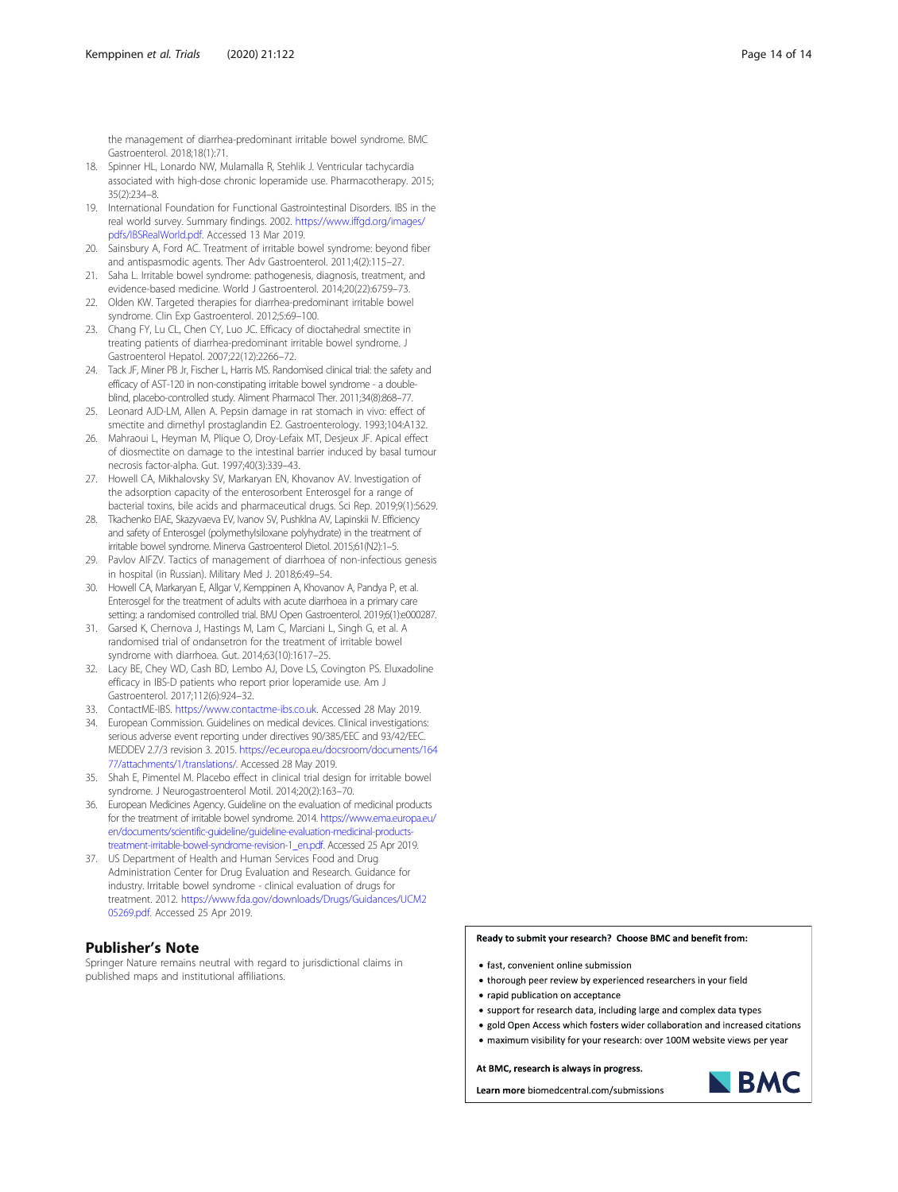the management of diarrhea-predominant irritable bowel syndrome. BMC Gastroenterol. 2018;18(1):71.

18. Spinner HL, Lonardo NW, Mulamalla R, Stehlik J. Ventricular tachycardia associated with high-dose chronic loperamide use. Pharmacotherapy. 2015; 35(2):234–8.
19. International Foundation for Functional Gastrointestinal Disorders. IBS in the real world survey. Summary findings. 2002. https://www.iffgd.org/images/pdfs/IBSRealWorld.pdf. Accessed 13 Mar 2019.
20. Sainsbury A, Ford AC. Treatment of irritable bowel syndrome: beyond fiber and antispasmodic agents. Ther Adv Gastroenterol. 2011;4(2):115–27.
21. Saha L. Irritable bowel syndrome: pathogenesis, diagnosis, treatment, and evidence-based medicine. World J Gastroenterol. 2014;20(22):6759–73.
22. Olden KW. Targeted therapies for diarrhea-predominant irritable bowel syndrome. Clin Exp Gastroenterol. 2012;5:69–100.
23. Chang FY, Lu CL, Chen CY, Luo JC. Efficacy of dioctahedral smectite in treating patients of diarrhea-predominant irritable bowel syndrome. J Gastroenterol Hepatol. 2007;22(12):2266–72.
24. Tack JF, Miner PB Jr, Fischer L, Harris MS. Randomised clinical trial: the safety and efficacy of AST-120 in non-constipating irritable bowel syndrome - a double-blind, placebo-controlled study. Aliment Pharmacol Ther. 2011;34(8):868–77.
25. Leonard AJD-LM, Allen A. Pepsin damage in rat stomach in vivo: effect of smectite and dimethyl prostaglandin E2. Gastroenterology. 1993;104:A132.
26. Mahraoui L, Heyman M, Plique O, Droy-Lefaix MT, Desjeux JF. Apical effect of diosmectite on damage to the intestinal barrier induced by basal tumour necrosis factor-alpha. Gut. 1997;40(3):339–43.
27. Howell CA, Mikhalovsky SV, Markaryan EN, Khovanov AV. Investigation of the adsorption capacity of the enterosorbent Enterosgel for a range of bacterial toxins, bile acids and pharmaceutical drugs. Sci Rep. 2019;9(1):5629.
28. Tkachenko EIAE, Skazyvaeva EV, Ivanov SV, Pushklna AV, Lapinskii IV. Efficiency and safety of Enterosgel (polymethylsiloxane polyhydrate) in the treatment of irritable bowel syndrome. Minerva Gastroenterol Dietol. 2015;61(N2):1–5.
29. Pavlov AIFZV. Tactics of management of diarrhoea of non-infectious genesis in hospital (in Russian). Military Med J. 2018;6:49–54.
30. Howell CA, Markaryan E, Allgar V, Kemppinen A, Khovanov A, Pandya P, et al. Enterosgel for the treatment of adults with acute diarrhoea in a primary care setting: a randomised controlled trial. BMJ Open Gastroenterol. 2019;6(1):e000287.
31. Garsed K, Chernova J, Hastings M, Lam C, Marciani L, Singh G, et al. A randomised trial of ondansetron for the treatment of irritable bowel syndrome with diarrhoea. Gut. 2014;63(10):1617–25.
32. Lacy BE, Chey WD, Cash BD, Lembo AJ, Dove LS, Covington PS. Eluxadoline efficacy in IBS-D patients who report prior loperamide use. Am J Gastroenterol. 2017;112(6):924–32.
33. ContactME-IBS. https://www.contactme-ibs.co.uk. Accessed 28 May 2019.
34. European Commission. Guidelines on medical devices. Clinical investigations: serious adverse event reporting under directives 90/385/EEC and 93/42/EEC. MEDDEV 2.7/3 revision 3. 2015. https://ec.europa.eu/docsroom/documents/16477/attachments/1/translations/. Accessed 28 May 2019.
35. Shah E, Pimentel M. Placebo effect in clinical trial design for irritable bowel syndrome. J Neurogastroenterol Motil. 2014;20(2):163–70.
36. European Medicines Agency. Guideline on the evaluation of medicinal products for the treatment of irritable bowel syndrome. 2014. https://www.ema.europa.eu/en/documents/scientific-guideline/guideline-evaluation-medicinal-products-treatment-irritable-bowel-syndrome-revision-1_en.pdf. Accessed 25 Apr 2019.
37. US Department of Health and Human Services Food and Drug Administration Center for Drug Evaluation and Research. Guidance for industry. Irritable bowel syndrome - clinical evaluation of drugs for treatment. 2012. https://www.fda.gov/downloads/Drugs/Guidances/UCM205269.pdf. Accessed 25 Apr 2019.

## Publisher's Note

Springer Nature remains neutral with regard to jurisdictional claims in published maps and institutional affiliations.

**Ready to submit your research? Choose BMC and benefit from:**

- fast, convenient online submission
- thorough peer review by experienced researchers in your field
- rapid publication on acceptance
- support for research data, including large and complex data types
- gold Open Access which fosters wider collaboration and increased citations
- maximum visibility for your research: over 100M website views per year

**At BMC, research is always in progress.**

**Learn more** biomedcentral.com/submissions

BMC